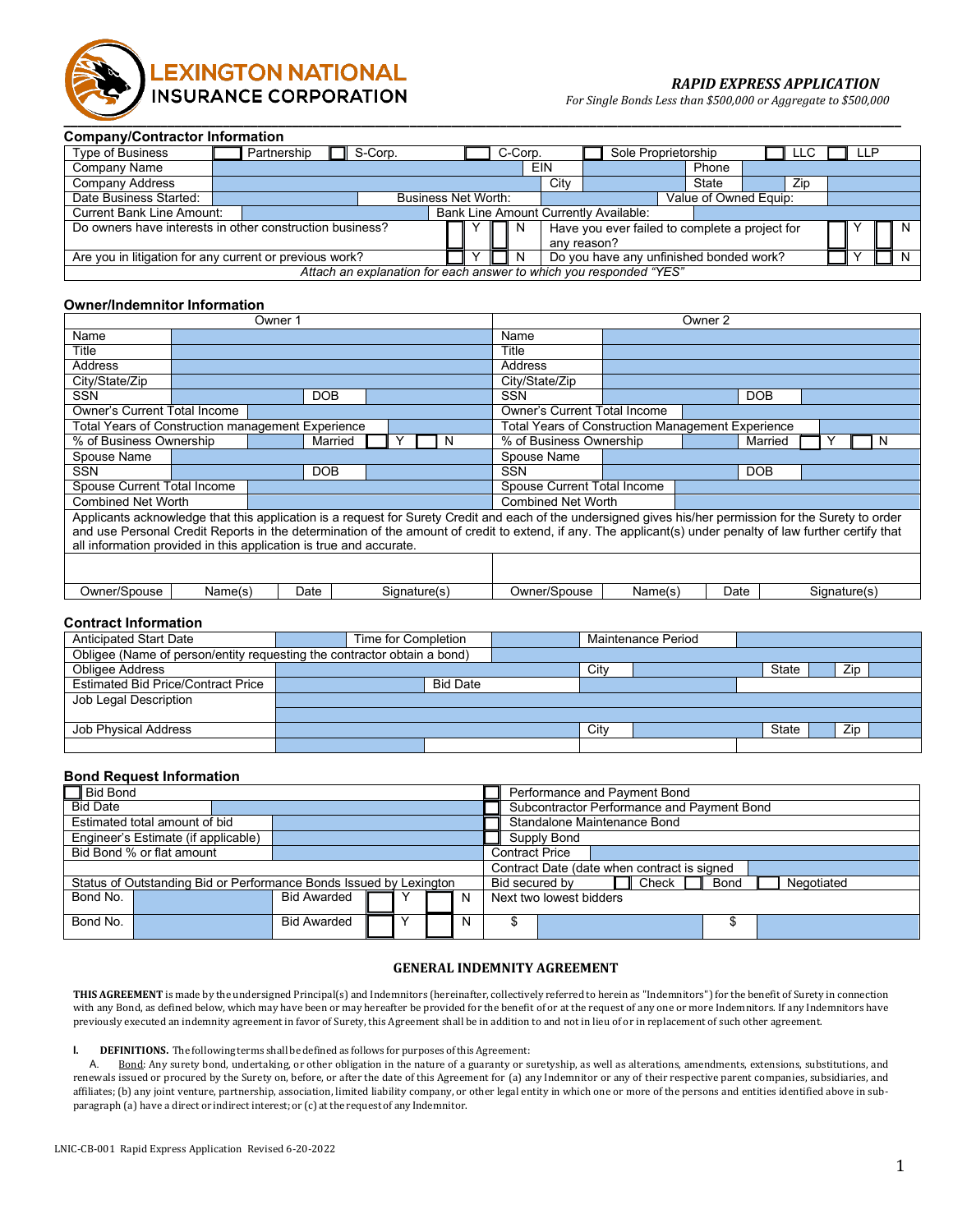LEXINGTON NATIONAL INSURANCE CORPORATION

***RAPID EXPRESS APPLICATION***

*For Single Bonds Less than $500,000 or Aggregate to $500,000*

## Company/Contractor Information

| Type of Business | ☐ Partnership | ☐ S-Corp. | ☐ C-Corp. | ☐ Sole Proprietorship | ☐ LLC | ☐ LLP |
|---|---|---|---|---|---|---|
| Company Name | | | EIN | | Phone | |
| Company Address | | | City | | State | Zip |
| Date Business Started: | | Business Net Worth: | | Value of Owned Equip: | | |
| Current Bank Line Amount: | | Bank Line Amount Currently Available: | | | | |
| Do owners have interests in other construction business? | ☐ Y ☐ N | | Have you ever failed to complete a project for any reason? | | ☐ Y ☐ N | |
| Are you in litigation for any current or previous work? | ☐ Y ☐ N | | Do you have any unfinished bonded work? | | ☐ Y ☐ N | |

*Attach an explanation for each answer to which you responded "YES"*

## Owner/Indemnitor Information

| Owner 1 | | | | Owner 2 | | | |
|---|---|---|---|---|---|---|---|
| Name | | | | Name | | | |
| Title | | | | Title | | | |
| Address | | | | Address | | | |
| City/State/Zip | | | | City/State/Zip | | | |
| SSN | | DOB | | SSN | | DOB | |
| Owner's Current Total Income | | | | Owner's Current Total Income | | | |
| Total Years of Construction management Experience | | | | Total Years of Construction Management Experience | | | |
| % of Business Ownership | | Married | ☐ Y ☐ N | % of Business Ownership | | Married | ☐ Y ☐ N |
| Spouse Name | | | | Spouse Name | | | |
| SSN | | DOB | | SSN | | DOB | |
| Spouse Current Total Income | | | | Spouse Current Total Income | | | |
| Combined Net Worth | | | | Combined Net Worth | | | |

Applicants acknowledge that this application is a request for Surety Credit and each of the undersigned gives his/her permission for the Surety to order and use Personal Credit Reports in the determination of the amount of credit to extend, if any. The applicant(s) under penalty of law further certify that all information provided in this application is true and accurate.

| Owner/Spouse | Name(s) | Date | Signature(s) | Owner/Spouse | Name(s) | Date | Signature(s) |
|---|---|---|---|---|---|---|---|
| | | | | | | | |

## Contract Information

| Anticipated Start Date | | Time for Completion | | Maintenance Period | | | |
|---|---|---|---|---|---|---|---|
| Obligee (Name of person/entity requesting the contractor obtain a bond) | | | | | | | |
| Obligee Address | | | City | | State | | Zip |
| Estimated Bid Price/Contract Price | | Bid Date | | | | | |
| Job Legal Description | | | | | | | |
| Job Physical Address | | | City | | State | | Zip |

## Bond Request Information

| ☐ Bid Bond | | | | ☐ Performance and Payment Bond | | | |
|---|---|---|---|---|---|---|---|
| Bid Date | | | | ☐ Subcontractor Performance and Payment Bond | | | |
| Estimated total amount of bid | | | | ☐ Standalone Maintenance Bond | | | |
| Engineer's Estimate (if applicable) | | | | ☐ Supply Bond | | | |
| Bid Bond % or flat amount | | | | Contract Price | | | |
| | | | | Contract Date (date when contract is signed | | | |
| Status of Outstanding Bid or Performance Bonds Issued by Lexington | | | | Bid secured by | ☐ Check | ☐ Bond | ☐ Negotiated |
| Bond No. | | Bid Awarded | ☐ Y ☐ N | Next two lowest bidders | | | |
| Bond No. | | Bid Awarded | ☐ Y ☐ N | $ | | $ | |

## GENERAL INDEMNITY AGREEMENT

**THIS AGREEMENT** is made by the undersigned Principal(s) and Indemnitors (hereinafter, collectively referred to herein as "Indemnitors") for the benefit of Surety in connection with any Bond, as defined below, which may have been or may hereafter be provided for the benefit of or at the request of any one or more Indemnitors. If any Indemnitors have previously executed an indemnity agreement in favor of Surety, this Agreement shall be in addition to and not in lieu of or in replacement of such other agreement.

**I. DEFINITIONS.** The following terms shall be defined as follows for purposes of this Agreement:

A. Bond: Any surety bond, undertaking, or other obligation in the nature of a guaranty or suretyship, as well as alterations, amendments, extensions, substitutions, and renewals issued or procured by the Surety on, before, or after the date of this Agreement for (a) any Indemnitor or any of their respective parent companies, subsidiaries, and affiliates; (b) any joint venture, partnership, association, limited liability company, or other legal entity in which one or more of the persons and entities identified above in sub-paragraph (a) have a direct or indirect interest; or (c) at the request of any Indemnitor.

LNIC-CB-001 Rapid Express Application Revised 6-20-2022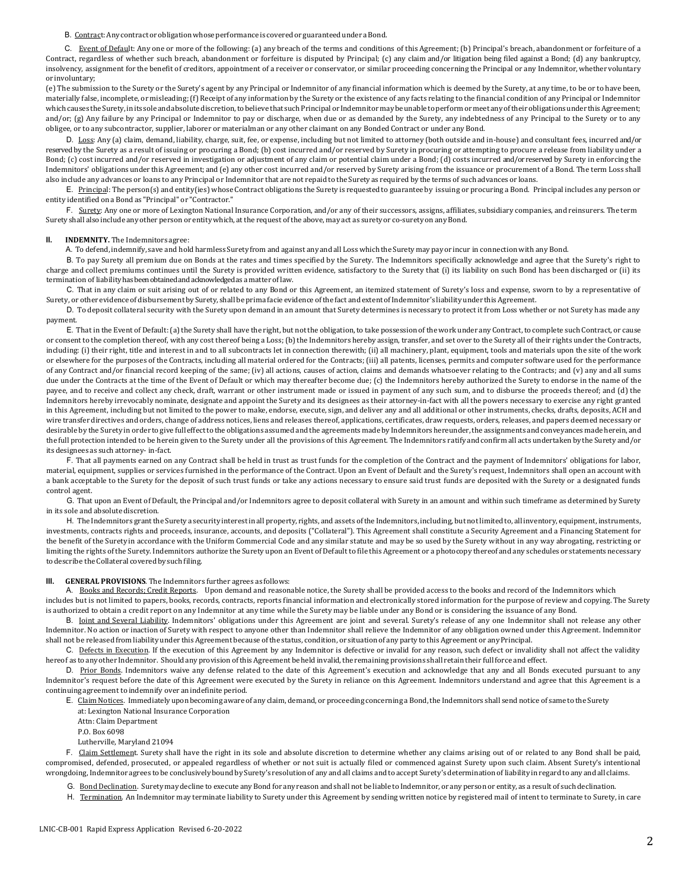B. Contract: Any contract or obligation whose performance is covered or guaranteed under a Bond.

C. Event of Default: Any one or more of the following: (a) any breach of the terms and conditions of this Agreement; (b) Principal's breach, abandonment or forfeiture of a Contract, regardless of whether such breach, abandonment or forfeiture is disputed by Principal; (c) any claim and/or litigation being filed against a Bond; (d) any bankruptcy, insolvency, assignment for the benefit of creditors, appointment of a receiver or conservator, or similar proceeding concerning the Principal or any Indemnitor, whether voluntary or involuntary;

(e) The submission to the Surety or the Surety's agent by any Principal or Indemnitor of any financial information which is deemed by the Surety, at any time, to be or to have been, materially false, incomplete, or misleading; (f) Receipt of any information by the Surety or the existence of any facts relating to the financial condition of any Principal or Indemnitor which causes the Surety, in its sole and absolute discretion, to believe that such Principal or Indemnitor may be unable to perform or meet any of their obligations under this Agreement; and/or; (g) Any failure by any Principal or Indemnitor to pay or discharge, when due or as demanded by the Surety, any indebtedness of any Principal to the Surety or to any obligee, or to any subcontractor, supplier, laborer or materialman or any other claimant on any Bonded Contract or under any Bond.

D. Loss: Any (a) claim, demand, liability, charge, suit, fee, or expense, including but not limited to attorney (both outside and in-house) and consultant fees, incurred and/or reserved by the Surety as a result of issuing or procuring a Bond; (b) cost incurred and/or reserved by Surety in procuring or attempting to procure a release from liability under a Bond; (c) cost incurred and/or reserved in investigation or adjustment of any claim or potential claim under a Bond; (d) costs incurred and/or reserved by Surety in enforcing the Indemnitors' obligations under this Agreement; and (e) any other cost incurred and/or reserved by Surety arising from the issuance or procurement of a Bond. The term Loss shall also include any advances or loans to any Principal or Indemnitor that are not repaid to the Surety as required by the terms of such advances or loans.

E. Principal: The person(s) and entity(ies) whose Contract obligations the Surety is requested to guarantee by issuing or procuring a Bond. Principal includes any person or entity identified on a Bond as "Principal" or "Contractor."

F. Surety: Any one or more of Lexington National Insurance Corporation, and/or any of their successors, assigns, affiliates, subsidiary companies, and reinsurers. The term Surety shall also include any other person or entity which, at the request of the above, may act as surety or co-surety on any Bond.

**II. INDEMNITY.** The Indemnitors agree:

A. To defend, indemnify, save and hold harmless Surety from and against any and all Loss which the Surety may pay or incur in connection with any Bond.

B. To pay Surety all premium due on Bonds at the rates and times specified by the Surety. The Indemnitors specifically acknowledge and agree that the Surety's right to charge and collect premiums continues until the Surety is provided written evidence, satisfactory to the Surety that (i) its liability on such Bond has been discharged or (ii) its termination of liability has been obtained and acknowledged as a matter of law.

C. That in any claim or suit arising out of or related to any Bond or this Agreement, an itemized statement of Surety's loss and expense, sworn to by a representative of Surety, or other evidence of disbursement by Surety, shall be prima facie evidence of the fact and extent of Indemnitor's liability under this Agreement.

D. To deposit collateral security with the Surety upon demand in an amount that Surety determines is necessary to protect it from Loss whether or not Surety has made any payment.

E. That in the Event of Default: (a) the Surety shall have the right, but not the obligation, to take possession of the work under any Contract, to complete such Contract, or cause or consent to the completion thereof, with any cost thereof being a Loss; (b) the Indemnitors hereby assign, transfer, and set over to the Surety all of their rights under the Contracts, including: (i) their right, title and interest in and to all subcontracts let in connection therewith; (ii) all machinery, plant, equipment, tools and materials upon the site of the work or elsewhere for the purposes of the Contracts, including all material ordered for the Contracts; (iii) all patents, licenses, permits and computer software used for the performance of any Contract and/or financial record keeping of the same; (iv) all actions, causes of action, claims and demands whatsoever relating to the Contracts; and (v) any and all sums due under the Contracts at the time of the Event of Default or which may thereafter become due; (c) the Indemnitors hereby authorized the Surety to endorse in the name of the payee, and to receive and collect any check, draft, warrant or other instrument made or issued in payment of any such sum, and to disburse the proceeds thereof; and (d) the Indemnitors hereby irrevocably nominate, designate and appoint the Surety and its designees as their attorney-in-fact with all the powers necessary to exercise any right granted in this Agreement, including but not limited to the power to make, endorse, execute, sign, and deliver any and all additional or other instruments, checks, drafts, deposits, ACH and wire transfer directives and orders, change of address notices, liens and releases thereof, applications, certificates, draw requests, orders, releases, and papers deemed necessary or desirable by the Surety in order to give full effect to the obligations assumed and the agreements made by Indemnitors hereunder, the assignments and conveyances made herein, and the full protection intended to be herein given to the Surety under all the provisions of this Agreement. The Indemnitors ratify and confirm all acts undertaken by the Surety and/or its designees as such attorney- in-fact.

F. That all payments earned on any Contract shall be held in trust as trust funds for the completion of the Contract and the payment of Indemnitors' obligations for labor, material, equipment, supplies or services furnished in the performance of the Contract. Upon an Event of Default and the Surety's request, Indemnitors shall open an account with a bank acceptable to the Surety for the deposit of such trust funds or take any actions necessary to ensure said trust funds are deposited with the Surety or a designated funds control agent.

G. That upon an Event of Default, the Principal and/or Indemnitors agree to deposit collateral with Surety in an amount and within such timeframe as determined by Surety in its sole and absolute discretion.

H. The Indemnitors grant the Surety a security interest in all property, rights, and assets of the Indemnitors, including, but not limited to, all inventory, equipment, instruments, investments, contracts rights and proceeds, insurance, accounts, and deposits ("Collateral"). This Agreement shall constitute a Security Agreement and a Financing Statement for the benefit of the Surety in accordance with the Uniform Commercial Code and any similar statute and may be so used by the Surety without in any way abrogating, restricting or limiting the rights of the Surety. Indemnitors authorize the Surety upon an Event of Default to file this Agreement or a photocopy thereof and any schedules or statements necessary to describe the Collateral covered by such filing.

**III. GENERAL PROVISIONS**. The Indemnitors further agrees as follows:

A. Books and Records; Credit Reports. Upon demand and reasonable notice, the Surety shall be provided access to the books and record of the Indemnitors which includes but is not limited to papers, books, records, contracts, reports financial information and electronically stored information for the purpose of review and copying. The Surety is authorized to obtain a credit report on any Indemnitor at any time while the Surety may be liable under any Bond or is considering the issuance of any Bond.

B. Joint and Several Liability. Indemnitors' obligations under this Agreement are joint and several. Surety's release of any one Indemnitor shall not release any other Indemnitor. No action or inaction of Surety with respect to anyone other than Indemnitor shall relieve the Indemnitor of any obligation owned under this Agreement. Indemnitor shall not be released from liability under this Agreement because of the status, condition, or situation of any party to this Agreement or any Principal.

C. Defects in Execution. If the execution of this Agreement by any Indemnitor is defective or invalid for any reason, such defect or invalidity shall not affect the validity hereof as to any other Indemnitor. Should any provision of this Agreement be held invalid, the remaining provisions shall retain their full force and effect.

D. Prior Bonds. Indemnitors waive any defense related to the date of this Agreement's execution and acknowledge that any and all Bonds executed pursuant to any Indemnitor's request before the date of this Agreement were executed by the Surety in reliance on this Agreement. Indemnitors understand and agree that this Agreement is a continuing agreement to indemnify over an indefinite period.

E. Claim Notices. Immediately upon becoming aware of any claim, demand, or proceeding concerning a Bond, the Indemnitors shall send notice of same to the Surety
at: Lexington National Insurance Corporation
Attn: Claim Department
P.O. Box 6098
Lutherville, Maryland 21094

F. Claim Settlement. Surety shall have the right in its sole and absolute discretion to determine whether any claims arising out of or related to any Bond shall be paid, compromised, defended, prosecuted, or appealed regardless of whether or not suit is actually filed or commenced against Surety upon such claim. Absent Surety's intentional wrongdoing, Indemnitor agrees to be conclusively bound by Surety's resolution of any and all claims and to accept Surety's determination of liability in regard to any and all claims.

G. Bond Declination. Surety may decline to execute any Bond for any reason and shall not be liable to Indemnitor, or any person or entity, as a result of such declination.

H. Termination. An Indemnitor may terminate liability to Surety under this Agreement by sending written notice by registered mail of intent to terminate to Surety, in care

LNIC-CB-001 Rapid Express Application Revised 6-20-2022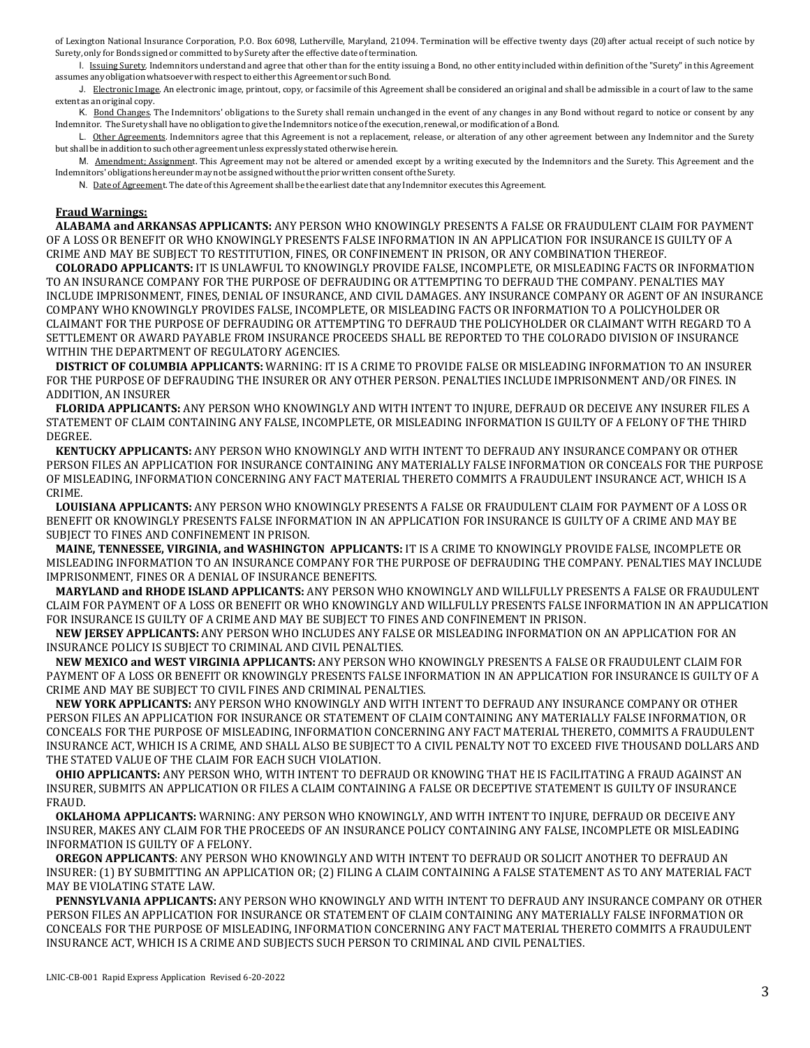of Lexington National Insurance Corporation, P.O. Box 6098, Lutherville, Maryland, 21094. Termination will be effective twenty days (20) after actual receipt of such notice by Surety, only for Bonds signed or committed to by Surety after the effective date of termination.

I. Issuing Surety. Indemnitors understand and agree that other than for the entity issuing a Bond, no other entity included within definition of the "Surety" in this Agreement assumes any obligation whatsoever with respect to either this Agreement or such Bond.

J. Electronic Image. An electronic image, printout, copy, or facsimile of this Agreement shall be considered an original and shall be admissible in a court of law to the same extent as an original copy.

K. Bond Changes. The Indemnitors' obligations to the Surety shall remain unchanged in the event of any changes in any Bond without regard to notice or consent by any Indemnitor. The Surety shall have no obligation to give the Indemnitors notice of the execution, renewal, or modification of a Bond.

L. Other Agreements. Indemnitors agree that this Agreement is not a replacement, release, or alteration of any other agreement between any Indemnitor and the Surety but shall be in addition to such other agreement unless expressly stated otherwise herein.

M. Amendment; Assignment. This Agreement may not be altered or amended except by a writing executed by the Indemnitors and the Surety. This Agreement and the Indemnitors' obligations hereunder may not be assigned without the prior written consent of the Surety.

N. Date of Agreement. The date of this Agreement shall be the earliest date that any Indemnitor executes this Agreement.

**Fraud Warnings:**

**ALABAMA and ARKANSAS APPLICANTS:** ANY PERSON WHO KNOWINGLY PRESENTS A FALSE OR FRAUDULENT CLAIM FOR PAYMENT OF A LOSS OR BENEFIT OR WHO KNOWINGLY PRESENTS FALSE INFORMATION IN AN APPLICATION FOR INSURANCE IS GUILTY OF A CRIME AND MAY BE SUBJECT TO RESTITUTION, FINES, OR CONFINEMENT IN PRISON, OR ANY COMBINATION THEREOF.

**COLORADO APPLICANTS:** IT IS UNLAWFUL TO KNOWINGLY PROVIDE FALSE, INCOMPLETE, OR MISLEADING FACTS OR INFORMATION TO AN INSURANCE COMPANY FOR THE PURPOSE OF DEFRAUDING OR ATTEMPTING TO DEFRAUD THE COMPANY. PENALTIES MAY INCLUDE IMPRISONMENT, FINES, DENIAL OF INSURANCE, AND CIVIL DAMAGES. ANY INSURANCE COMPANY OR AGENT OF AN INSURANCE COMPANY WHO KNOWINGLY PROVIDES FALSE, INCOMPLETE, OR MISLEADING FACTS OR INFORMATION TO A POLICYHOLDER OR CLAIMANT FOR THE PURPOSE OF DEFRAUDING OR ATTEMPTING TO DEFRAUD THE POLICYHOLDER OR CLAIMANT WITH REGARD TO A SETTLEMENT OR AWARD PAYABLE FROM INSURANCE PROCEEDS SHALL BE REPORTED TO THE COLORADO DIVISION OF INSURANCE WITHIN THE DEPARTMENT OF REGULATORY AGENCIES.

**DISTRICT OF COLUMBIA APPLICANTS:** WARNING: IT IS A CRIME TO PROVIDE FALSE OR MISLEADING INFORMATION TO AN INSURER FOR THE PURPOSE OF DEFRAUDING THE INSURER OR ANY OTHER PERSON. PENALTIES INCLUDE IMPRISONMENT AND/OR FINES. IN ADDITION, AN INSURER

**FLORIDA APPLICANTS:** ANY PERSON WHO KNOWINGLY AND WITH INTENT TO INJURE, DEFRAUD OR DECEIVE ANY INSURER FILES A STATEMENT OF CLAIM CONTAINING ANY FALSE, INCOMPLETE, OR MISLEADING INFORMATION IS GUILTY OF A FELONY OF THE THIRD DEGREE.

**KENTUCKY APPLICANTS:** ANY PERSON WHO KNOWINGLY AND WITH INTENT TO DEFRAUD ANY INSURANCE COMPANY OR OTHER PERSON FILES AN APPLICATION FOR INSURANCE CONTAINING ANY MATERIALLY FALSE INFORMATION OR CONCEALS FOR THE PURPOSE OF MISLEADING, INFORMATION CONCERNING ANY FACT MATERIAL THERETO COMMITS A FRAUDULENT INSURANCE ACT, WHICH IS A CRIME.

**LOUISIANA APPLICANTS:** ANY PERSON WHO KNOWINGLY PRESENTS A FALSE OR FRAUDULENT CLAIM FOR PAYMENT OF A LOSS OR BENEFIT OR KNOWINGLY PRESENTS FALSE INFORMATION IN AN APPLICATION FOR INSURANCE IS GUILTY OF A CRIME AND MAY BE SUBJECT TO FINES AND CONFINEMENT IN PRISON.

**MAINE, TENNESSEE, VIRGINIA, and WASHINGTON APPLICANTS:** IT IS A CRIME TO KNOWINGLY PROVIDE FALSE, INCOMPLETE OR MISLEADING INFORMATION TO AN INSURANCE COMPANY FOR THE PURPOSE OF DEFRAUDING THE COMPANY. PENALTIES MAY INCLUDE IMPRISONMENT, FINES OR A DENIAL OF INSURANCE BENEFITS.

**MARYLAND and RHODE ISLAND APPLICANTS:** ANY PERSON WHO KNOWINGLY AND WILLFULLY PRESENTS A FALSE OR FRAUDULENT CLAIM FOR PAYMENT OF A LOSS OR BENEFIT OR WHO KNOWINGLY AND WILLFULLY PRESENTS FALSE INFORMATION IN AN APPLICATION FOR INSURANCE IS GUILTY OF A CRIME AND MAY BE SUBJECT TO FINES AND CONFINEMENT IN PRISON.

**NEW JERSEY APPLICANTS:** ANY PERSON WHO INCLUDES ANY FALSE OR MISLEADING INFORMATION ON AN APPLICATION FOR AN INSURANCE POLICY IS SUBJECT TO CRIMINAL AND CIVIL PENALTIES.

**NEW MEXICO and WEST VIRGINIA APPLICANTS:** ANY PERSON WHO KNOWINGLY PRESENTS A FALSE OR FRAUDULENT CLAIM FOR PAYMENT OF A LOSS OR BENEFIT OR KNOWINGLY PRESENTS FALSE INFORMATION IN AN APPLICATION FOR INSURANCE IS GUILTY OF A CRIME AND MAY BE SUBJECT TO CIVIL FINES AND CRIMINAL PENALTIES.

**NEW YORK APPLICANTS:** ANY PERSON WHO KNOWINGLY AND WITH INTENT TO DEFRAUD ANY INSURANCE COMPANY OR OTHER PERSON FILES AN APPLICATION FOR INSURANCE OR STATEMENT OF CLAIM CONTAINING ANY MATERIALLY FALSE INFORMATION, OR CONCEALS FOR THE PURPOSE OF MISLEADING, INFORMATION CONCERNING ANY FACT MATERIAL THERETO, COMMITS A FRAUDULENT INSURANCE ACT, WHICH IS A CRIME, AND SHALL ALSO BE SUBJECT TO A CIVIL PENALTY NOT TO EXCEED FIVE THOUSAND DOLLARS AND THE STATED VALUE OF THE CLAIM FOR EACH SUCH VIOLATION.

**OHIO APPLICANTS:** ANY PERSON WHO, WITH INTENT TO DEFRAUD OR KNOWING THAT HE IS FACILITATING A FRAUD AGAINST AN INSURER, SUBMITS AN APPLICATION OR FILES A CLAIM CONTAINING A FALSE OR DECEPTIVE STATEMENT IS GUILTY OF INSURANCE FRAUD.

**OKLAHOMA APPLICANTS:** WARNING: ANY PERSON WHO KNOWINGLY, AND WITH INTENT TO INJURE, DEFRAUD OR DECEIVE ANY INSURER, MAKES ANY CLAIM FOR THE PROCEEDS OF AN INSURANCE POLICY CONTAINING ANY FALSE, INCOMPLETE OR MISLEADING INFORMATION IS GUILTY OF A FELONY.

**OREGON APPLICANTS**: ANY PERSON WHO KNOWINGLY AND WITH INTENT TO DEFRAUD OR SOLICIT ANOTHER TO DEFRAUD AN INSURER: (1) BY SUBMITTING AN APPLICATION OR; (2) FILING A CLAIM CONTAINING A FALSE STATEMENT AS TO ANY MATERIAL FACT MAY BE VIOLATING STATE LAW.

**PENNSYLVANIA APPLICANTS:** ANY PERSON WHO KNOWINGLY AND WITH INTENT TO DEFRAUD ANY INSURANCE COMPANY OR OTHER PERSON FILES AN APPLICATION FOR INSURANCE OR STATEMENT OF CLAIM CONTAINING ANY MATERIALLY FALSE INFORMATION OR CONCEALS FOR THE PURPOSE OF MISLEADING, INFORMATION CONCERNING ANY FACT MATERIAL THERETO COMMITS A FRAUDULENT INSURANCE ACT, WHICH IS A CRIME AND SUBJECTS SUCH PERSON TO CRIMINAL AND CIVIL PENALTIES.

LNIC-CB-001 Rapid Express Application Revised 6-20-2022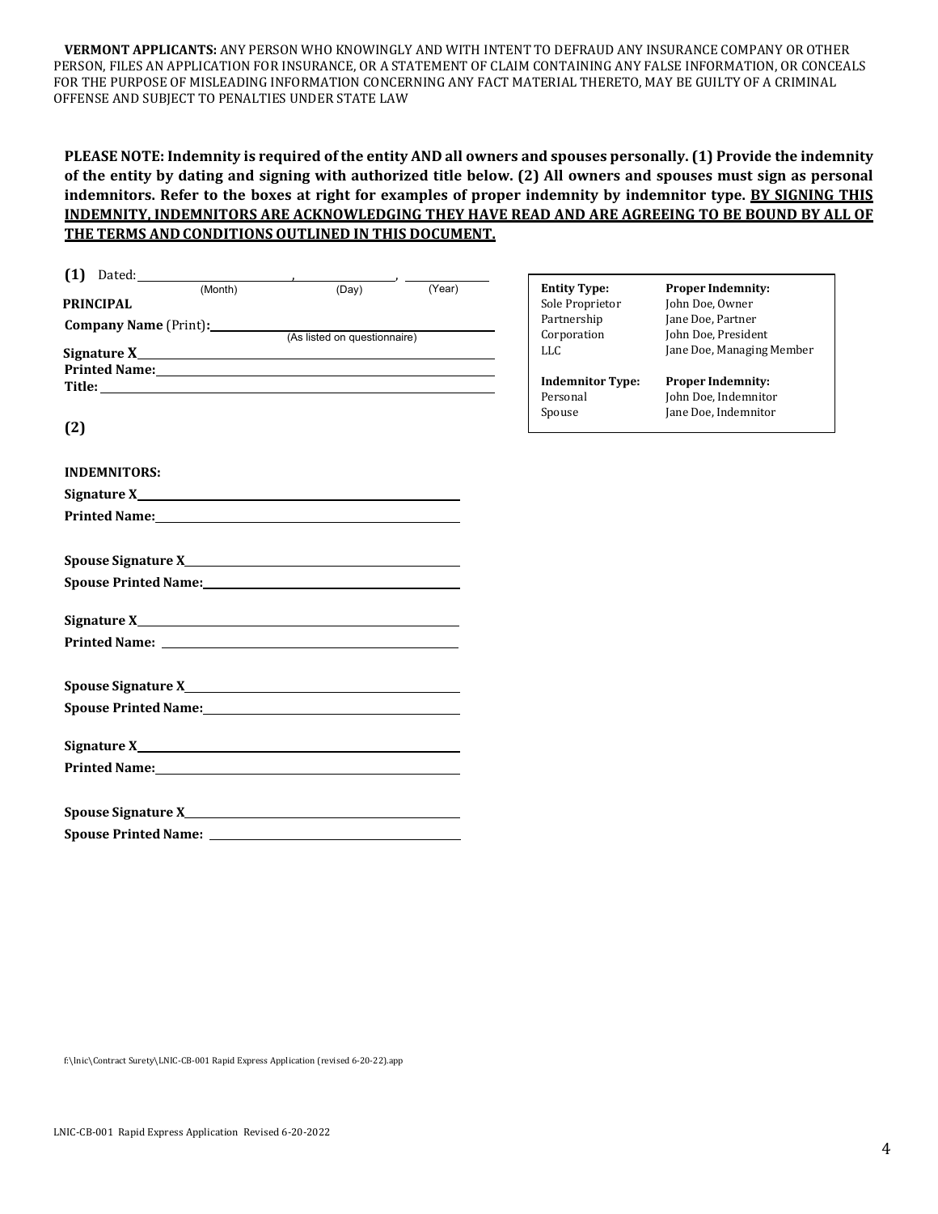**VERMONT APPLICANTS:** ANY PERSON WHO KNOWINGLY AND WITH INTENT TO DEFRAUD ANY INSURANCE COMPANY OR OTHER PERSON, FILES AN APPLICATION FOR INSURANCE, OR A STATEMENT OF CLAIM CONTAINING ANY FALSE INFORMATION, OR CONCEALS FOR THE PURPOSE OF MISLEADING INFORMATION CONCERNING ANY FACT MATERIAL THERETO, MAY BE GUILTY OF A CRIMINAL OFFENSE AND SUBJECT TO PENALTIES UNDER STATE LAW

**PLEASE NOTE: Indemnity is required of the entity AND all owners and spouses personally. (1) Provide the indemnity of the entity by dating and signing with authorized title below. (2) All owners and spouses must sign as personal indemnitors. Refer to the boxes at right for examples of proper indemnity by indemnitor type. BY SIGNING THIS INDEMNITY, INDEMNITORS ARE ACKNOWLEDGING THEY HAVE READ AND ARE AGREEING TO BE BOUND BY ALL OF THE TERMS AND CONDITIONS OUTLINED IN THIS DOCUMENT.**

**(1)** Dated: ____________________, ______________, __________
(Month) (Day) (Year)

**PRINCIPAL**

**Company Name** (Print)**:** ______________________________
(As listed on questionnaire)

**Signature X** ______________________________

**Printed Name:** ______________________________

**Title:** ______________________________

| **Entity Type:** | **Proper Indemnity:** |
|---|---|
| Sole Proprietor | John Doe, Owner |
| Partnership | Jane Doe, Partner |
| Corporation | John Doe, President |
| LLC | Jane Doe, Managing Member |
| **Indemnitor Type:** | **Proper Indemnity:** |
| Personal | John Doe, Indemnitor |
| Spouse | Jane Doe, Indemnitor |

**(2)**

**INDEMNITORS:**

**Signature X** ______________________________

**Printed Name:** ______________________________

**Spouse Signature X** ______________________________

**Spouse Printed Name:** ______________________________

**Signature X** ______________________________

**Printed Name:** ______________________________

**Spouse Signature X** ______________________________

**Spouse Printed Name:** ______________________________

**Signature X** ______________________________

**Printed Name:** ______________________________

**Spouse Signature X** ______________________________

**Spouse Printed Name:** ______________________________

f:\lnic\Contract Surety\LNIC-CB-001 Rapid Express Application (revised 6-20-22).app

LNIC-CB-001 Rapid Express Application Revised 6-20-2022